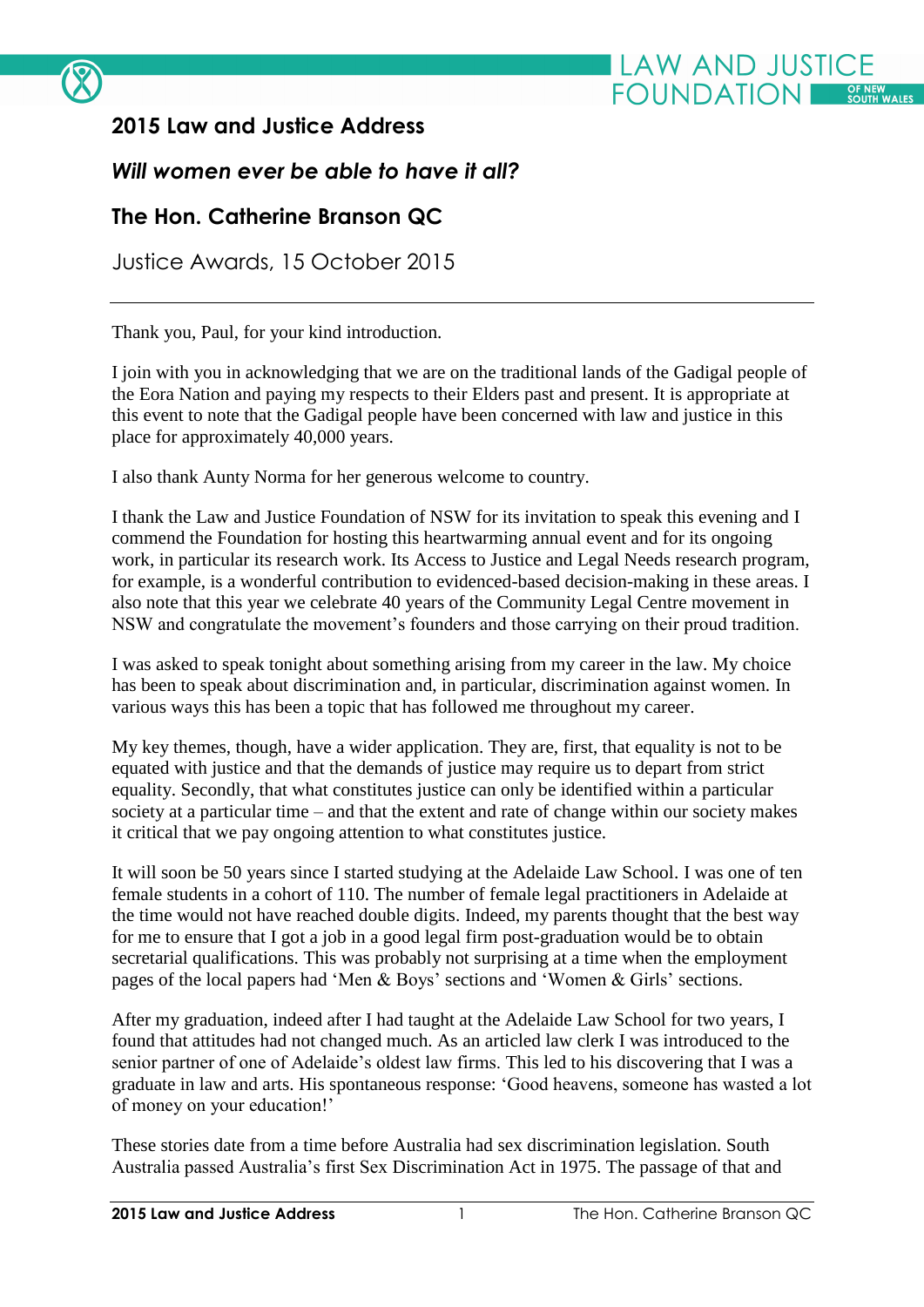# 2015 Law and Justice Address

## *Will women ever be able to have it all?*

## The Hon. Catherine Branson QC

Justice Awards, 15 October 2015

---

Thank you, Paul, for your kind introduction.

I join with you in acknowledging that we are on the traditional lands of the Gadigal people of the Eora Nation and paying my respects to their Elders past and present. It is appropriate at this event to note that the Gadigal people have been concerned with law and justice in this place for approximately 40,000 years.

I also thank Aunty Norma for her generous welcome to country.

I thank the Law and Justice Foundation of NSW for its invitation to speak this evening and I commend the Foundation for hosting this heartwarming annual event and for its ongoing work, in particular its research work. Its Access to Justice and Legal Needs research program, for example, is a wonderful contribution to evidenced-based decision-making in these areas. I also note that this year we celebrate 40 years of the Community Legal Centre movement in NSW and congratulate the movement's founders and those carrying on their proud tradition.

I was asked to speak tonight about something arising from my career in the law. My choice has been to speak about discrimination and, in particular, discrimination against women. In various ways this has been a topic that has followed me throughout my career.

My key themes, though, have a wider application. They are, first, that equality is not to be equated with justice and that the demands of justice may require us to depart from strict equality. Secondly, that what constitutes justice can only be identified within a particular society at a particular time – and that the extent and rate of change within our society makes it critical that we pay ongoing attention to what constitutes justice.

It will soon be 50 years since I started studying at the Adelaide Law School. I was one of ten female students in a cohort of 110. The number of female legal practitioners in Adelaide at the time would not have reached double digits. Indeed, my parents thought that the best way for me to ensure that I got a job in a good legal firm post-graduation would be to obtain secretarial qualifications. This was probably not surprising at a time when the employment pages of the local papers had 'Men & Boys' sections and 'Women & Girls' sections.

After my graduation, indeed after I had taught at the Adelaide Law School for two years, I found that attitudes had not changed much. As an articled law clerk I was introduced to the senior partner of one of Adelaide's oldest law firms. This led to his discovering that I was a graduate in law and arts. His spontaneous response: 'Good heavens, someone has wasted a lot of money on your education!'

These stories date from a time before Australia had sex discrimination legislation. South Australia passed Australia's first Sex Discrimination Act in 1975. The passage of that and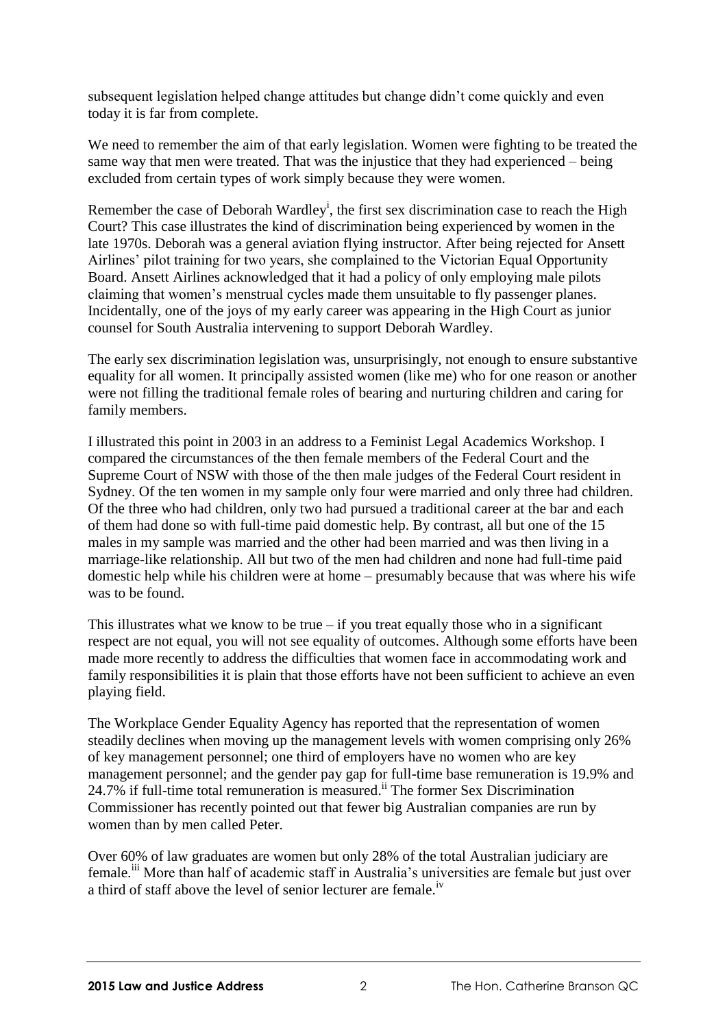subsequent legislation helped change attitudes but change didn't come quickly and even today it is far from complete.

We need to remember the aim of that early legislation. Women were fighting to be treated the same way that men were treated. That was the injustice that they had experienced – being excluded from certain types of work simply because they were women.

Remember the case of Deborah Wardley[i], the first sex discrimination case to reach the High Court? This case illustrates the kind of discrimination being experienced by women in the late 1970s. Deborah was a general aviation flying instructor. After being rejected for Ansett Airlines' pilot training for two years, she complained to the Victorian Equal Opportunity Board. Ansett Airlines acknowledged that it had a policy of only employing male pilots claiming that women's menstrual cycles made them unsuitable to fly passenger planes. Incidentally, one of the joys of my early career was appearing in the High Court as junior counsel for South Australia intervening to support Deborah Wardley.

The early sex discrimination legislation was, unsurprisingly, not enough to ensure substantive equality for all women. It principally assisted women (like me) who for one reason or another were not filling the traditional female roles of bearing and nurturing children and caring for family members.

I illustrated this point in 2003 in an address to a Feminist Legal Academics Workshop. I compared the circumstances of the then female members of the Federal Court and the Supreme Court of NSW with those of the then male judges of the Federal Court resident in Sydney. Of the ten women in my sample only four were married and only three had children. Of the three who had children, only two had pursued a traditional career at the bar and each of them had done so with full-time paid domestic help. By contrast, all but one of the 15 males in my sample was married and the other had been married and was then living in a marriage-like relationship. All but two of the men had children and none had full-time paid domestic help while his children were at home – presumably because that was where his wife was to be found.

This illustrates what we know to be true – if you treat equally those who in a significant respect are not equal, you will not see equality of outcomes. Although some efforts have been made more recently to address the difficulties that women face in accommodating work and family responsibilities it is plain that those efforts have not been sufficient to achieve an even playing field.

The Workplace Gender Equality Agency has reported that the representation of women steadily declines when moving up the management levels with women comprising only 26% of key management personnel; one third of employers have no women who are key management personnel; and the gender pay gap for full-time base remuneration is 19.9% and 24.7% if full-time total remuneration is measured.[ii] The former Sex Discrimination Commissioner has recently pointed out that fewer big Australian companies are run by women than by men called Peter.

Over 60% of law graduates are women but only 28% of the total Australian judiciary are female.[iii] More than half of academic staff in Australia's universities are female but just over a third of staff above the level of senior lecturer are female.[iv]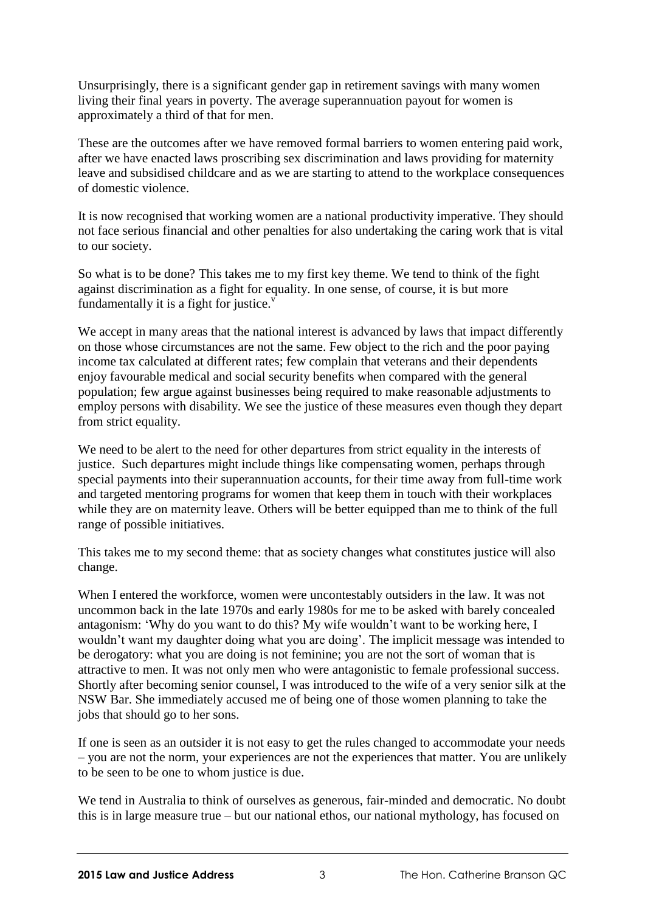Unsurprisingly, there is a significant gender gap in retirement savings with many women living their final years in poverty. The average superannuation payout for women is approximately a third of that for men.

These are the outcomes after we have removed formal barriers to women entering paid work, after we have enacted laws proscribing sex discrimination and laws providing for maternity leave and subsidised childcare and as we are starting to attend to the workplace consequences of domestic violence.

It is now recognised that working women are a national productivity imperative. They should not face serious financial and other penalties for also undertaking the caring work that is vital to our society.

So what is to be done? This takes me to my first key theme. We tend to think of the fight against discrimination as a fight for equality. In one sense, of course, it is but more fundamentally it is a fight for justice.[v]

We accept in many areas that the national interest is advanced by laws that impact differently on those whose circumstances are not the same. Few object to the rich and the poor paying income tax calculated at different rates; few complain that veterans and their dependents enjoy favourable medical and social security benefits when compared with the general population; few argue against businesses being required to make reasonable adjustments to employ persons with disability. We see the justice of these measures even though they depart from strict equality.

We need to be alert to the need for other departures from strict equality in the interests of justice. Such departures might include things like compensating women, perhaps through special payments into their superannuation accounts, for their time away from full-time work and targeted mentoring programs for women that keep them in touch with their workplaces while they are on maternity leave. Others will be better equipped than me to think of the full range of possible initiatives.

This takes me to my second theme: that as society changes what constitutes justice will also change.

When I entered the workforce, women were uncontestably outsiders in the law. It was not uncommon back in the late 1970s and early 1980s for me to be asked with barely concealed antagonism: 'Why do you want to do this? My wife wouldn't want to be working here, I wouldn't want my daughter doing what you are doing'. The implicit message was intended to be derogatory: what you are doing is not feminine; you are not the sort of woman that is attractive to men. It was not only men who were antagonistic to female professional success. Shortly after becoming senior counsel, I was introduced to the wife of a very senior silk at the NSW Bar. She immediately accused me of being one of those women planning to take the jobs that should go to her sons.

If one is seen as an outsider it is not easy to get the rules changed to accommodate your needs – you are not the norm, your experiences are not the experiences that matter. You are unlikely to be seen to be one to whom justice is due.

We tend in Australia to think of ourselves as generous, fair-minded and democratic. No doubt this is in large measure true – but our national ethos, our national mythology, has focused on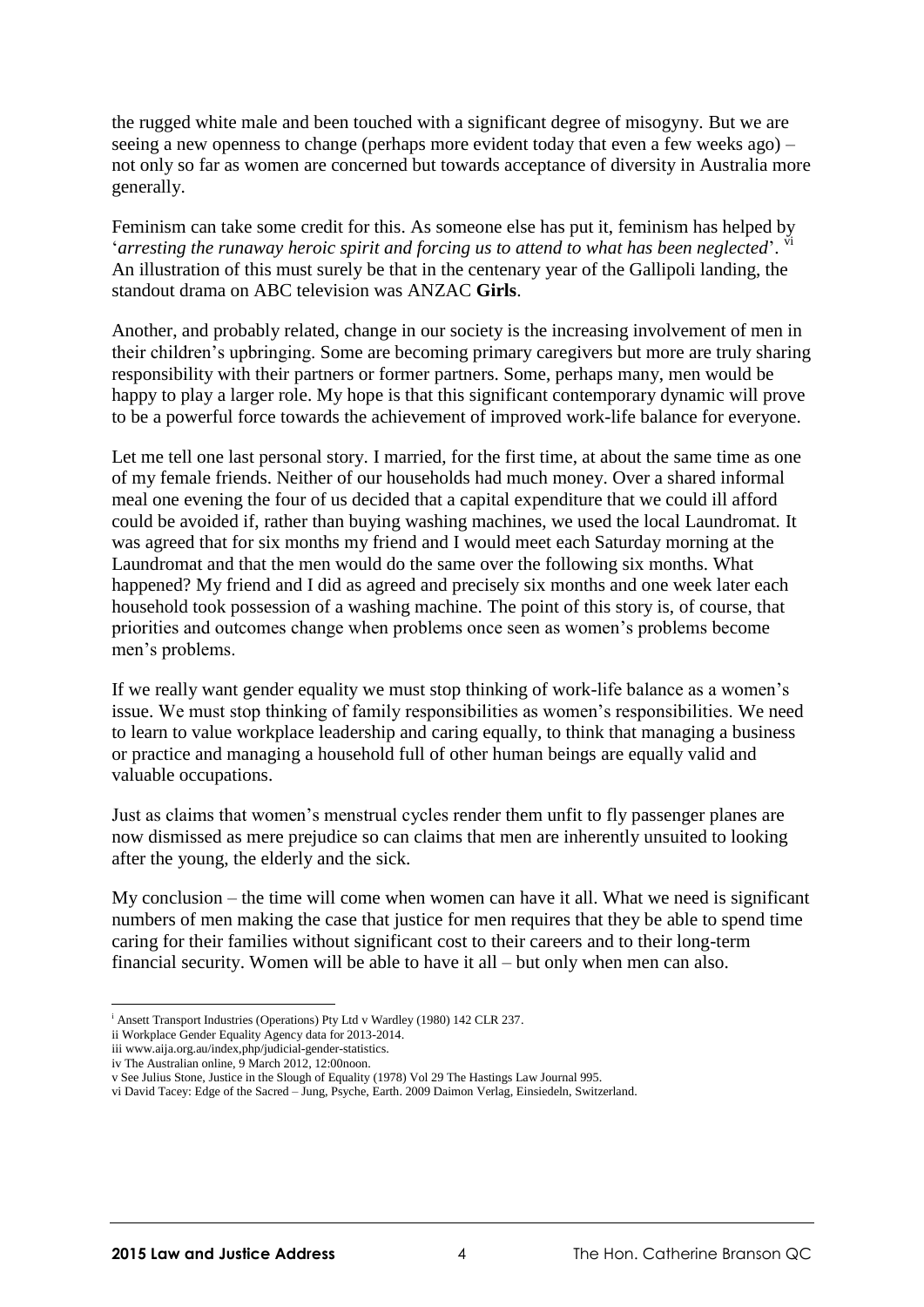the rugged white male and been touched with a significant degree of misogyny. But we are seeing a new openness to change (perhaps more evident today that even a few weeks ago) – not only so far as women are concerned but towards acceptance of diversity in Australia more generally.

Feminism can take some credit for this. As someone else has put it, feminism has helped by '*arresting the runaway heroic spirit and forcing us to attend to what has been neglected*'. [vi] An illustration of this must surely be that in the centenary year of the Gallipoli landing, the standout drama on ABC television was ANZAC **Girls**.

Another, and probably related, change in our society is the increasing involvement of men in their children's upbringing. Some are becoming primary caregivers but more are truly sharing responsibility with their partners or former partners. Some, perhaps many, men would be happy to play a larger role. My hope is that this significant contemporary dynamic will prove to be a powerful force towards the achievement of improved work-life balance for everyone.

Let me tell one last personal story. I married, for the first time, at about the same time as one of my female friends. Neither of our households had much money. Over a shared informal meal one evening the four of us decided that a capital expenditure that we could ill afford could be avoided if, rather than buying washing machines, we used the local Laundromat. It was agreed that for six months my friend and I would meet each Saturday morning at the Laundromat and that the men would do the same over the following six months. What happened? My friend and I did as agreed and precisely six months and one week later each household took possession of a washing machine. The point of this story is, of course, that priorities and outcomes change when problems once seen as women's problems become men's problems.

If we really want gender equality we must stop thinking of work-life balance as a women's issue. We must stop thinking of family responsibilities as women's responsibilities. We need to learn to value workplace leadership and caring equally, to think that managing a business or practice and managing a household full of other human beings are equally valid and valuable occupations.

Just as claims that women's menstrual cycles render them unfit to fly passenger planes are now dismissed as mere prejudice so can claims that men are inherently unsuited to looking after the young, the elderly and the sick.

My conclusion – the time will come when women can have it all. What we need is significant numbers of men making the case that justice for men requires that they be able to spend time caring for their families without significant cost to their careers and to their long-term financial security. Women will be able to have it all – but only when men can also.

---

i Ansett Transport Industries (Operations) Pty Ltd v Wardley (1980) 142 CLR 237.

ii Workplace Gender Equality Agency data for 2013-2014.

iii www.aija.org.au/index,php/judicial-gender-statistics.

iv The Australian online, 9 March 2012, 12:00noon.

v See Julius Stone, Justice in the Slough of Equality (1978) Vol 29 The Hastings Law Journal 995.

vi David Tacey: Edge of the Sacred – Jung, Psyche, Earth. 2009 Daimon Verlag, Einsiedeln, Switzerland.